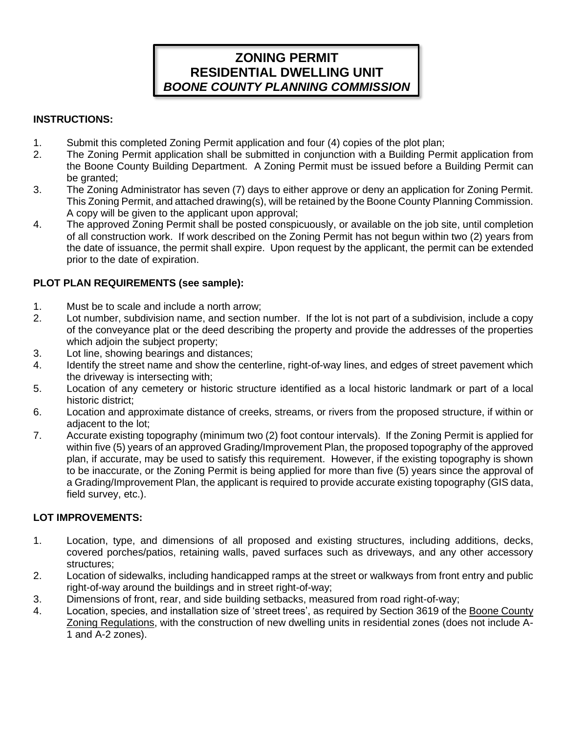# ZONING PERMIT
# RESIDENTIAL DWELLING UNIT
## *BOONE COUNTY PLANNING COMMISSION*

**INSTRUCTIONS:**

1. Submit this completed Zoning Permit application and four (4) copies of the plot plan;
2. The Zoning Permit application shall be submitted in conjunction with a Building Permit application from the Boone County Building Department. A Zoning Permit must be issued before a Building Permit can be granted;
3. The Zoning Administrator has seven (7) days to either approve or deny an application for Zoning Permit. This Zoning Permit, and attached drawing(s), will be retained by the Boone County Planning Commission. A copy will be given to the applicant upon approval;
4. The approved Zoning Permit shall be posted conspicuously, or available on the job site, until completion of all construction work. If work described on the Zoning Permit has not begun within two (2) years from the date of issuance, the permit shall expire. Upon request by the applicant, the permit can be extended prior to the date of expiration.

**PLOT PLAN REQUIREMENTS (see sample):**

1. Must be to scale and include a north arrow;
2. Lot number, subdivision name, and section number. If the lot is not part of a subdivision, include a copy of the conveyance plat or the deed describing the property and provide the addresses of the properties which adjoin the subject property;
3. Lot line, showing bearings and distances;
4. Identify the street name and show the centerline, right-of-way lines, and edges of street pavement which the driveway is intersecting with;
5. Location of any cemetery or historic structure identified as a local historic landmark or part of a local historic district;
6. Location and approximate distance of creeks, streams, or rivers from the proposed structure, if within or adjacent to the lot;
7. Accurate existing topography (minimum two (2) foot contour intervals). If the Zoning Permit is applied for within five (5) years of an approved Grading/Improvement Plan, the proposed topography of the approved plan, if accurate, may be used to satisfy this requirement. However, if the existing topography is shown to be inaccurate, or the Zoning Permit is being applied for more than five (5) years since the approval of a Grading/Improvement Plan, the applicant is required to provide accurate existing topography (GIS data, field survey, etc.).

**LOT IMPROVEMENTS:**

1. Location, type, and dimensions of all proposed and existing structures, including additions, decks, covered porches/patios, retaining walls, paved surfaces such as driveways, and any other accessory structures;
2. Location of sidewalks, including handicapped ramps at the street or walkways from front entry and public right-of-way around the buildings and in street right-of-way;
3. Dimensions of front, rear, and side building setbacks, measured from road right-of-way;
4. Location, species, and installation size of 'street trees', as required by Section 3619 of the Boone County Zoning Regulations, with the construction of new dwelling units in residential zones (does not include A-1 and A-2 zones).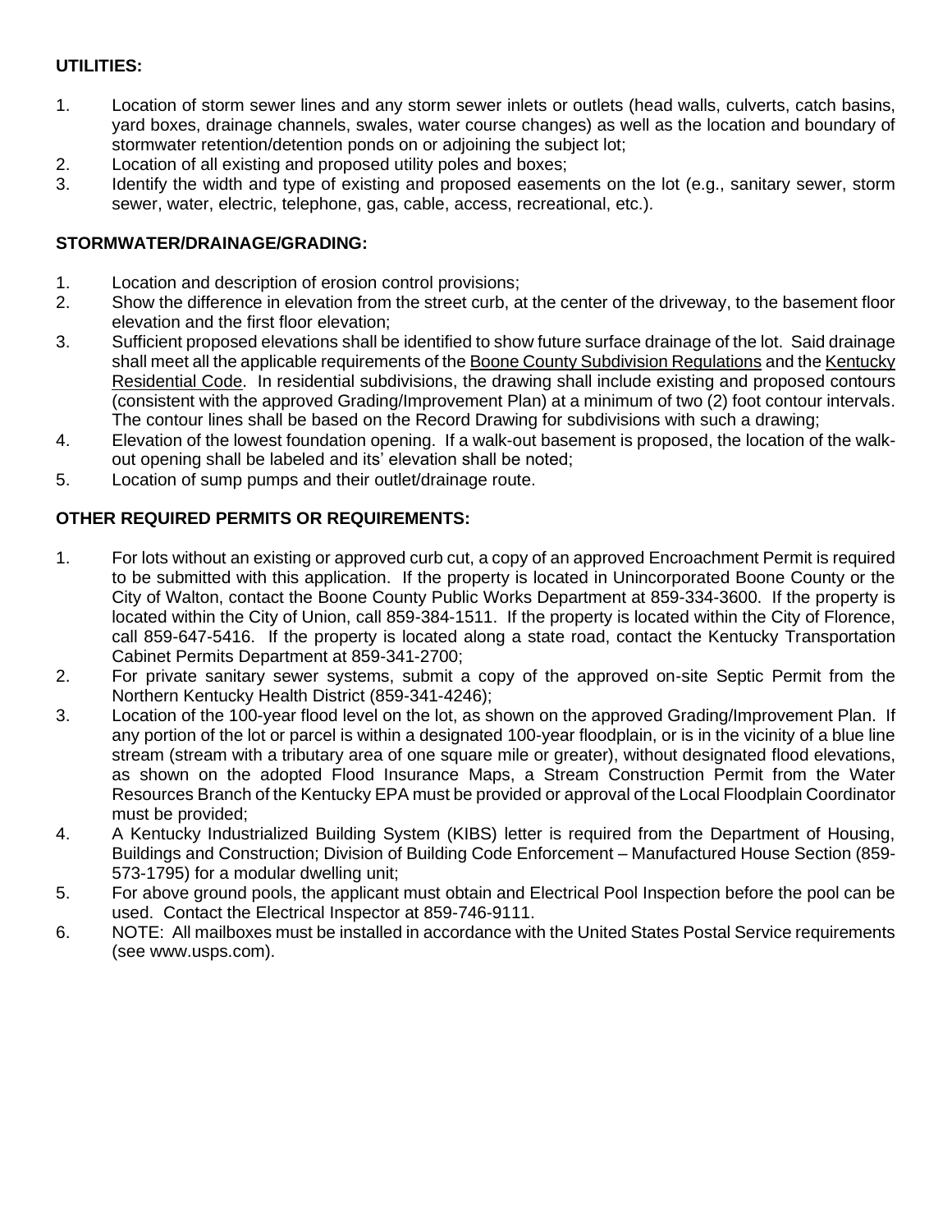**UTILITIES:**

1. Location of storm sewer lines and any storm sewer inlets or outlets (head walls, culverts, catch basins, yard boxes, drainage channels, swales, water course changes) as well as the location and boundary of stormwater retention/detention ponds on or adjoining the subject lot;
2. Location of all existing and proposed utility poles and boxes;
3. Identify the width and type of existing and proposed easements on the lot (e.g., sanitary sewer, storm sewer, water, electric, telephone, gas, cable, access, recreational, etc.).

**STORMWATER/DRAINAGE/GRADING:**

1. Location and description of erosion control provisions;
2. Show the difference in elevation from the street curb, at the center of the driveway, to the basement floor elevation and the first floor elevation;
3. Sufficient proposed elevations shall be identified to show future surface drainage of the lot. Said drainage shall meet all the applicable requirements of the Boone County Subdivision Regulations and the Kentucky Residential Code. In residential subdivisions, the drawing shall include existing and proposed contours (consistent with the approved Grading/Improvement Plan) at a minimum of two (2) foot contour intervals. The contour lines shall be based on the Record Drawing for subdivisions with such a drawing;
4. Elevation of the lowest foundation opening. If a walk-out basement is proposed, the location of the walk-out opening shall be labeled and its' elevation shall be noted;
5. Location of sump pumps and their outlet/drainage route.

**OTHER REQUIRED PERMITS OR REQUIREMENTS:**

1. For lots without an existing or approved curb cut, a copy of an approved Encroachment Permit is required to be submitted with this application. If the property is located in Unincorporated Boone County or the City of Walton, contact the Boone County Public Works Department at 859-334-3600. If the property is located within the City of Union, call 859-384-1511. If the property is located within the City of Florence, call 859-647-5416. If the property is located along a state road, contact the Kentucky Transportation Cabinet Permits Department at 859-341-2700;
2. For private sanitary sewer systems, submit a copy of the approved on-site Septic Permit from the Northern Kentucky Health District (859-341-4246);
3. Location of the 100-year flood level on the lot, as shown on the approved Grading/Improvement Plan. If any portion of the lot or parcel is within a designated 100-year floodplain, or is in the vicinity of a blue line stream (stream with a tributary area of one square mile or greater), without designated flood elevations, as shown on the adopted Flood Insurance Maps, a Stream Construction Permit from the Water Resources Branch of the Kentucky EPA must be provided or approval of the Local Floodplain Coordinator must be provided;
4. A Kentucky Industrialized Building System (KIBS) letter is required from the Department of Housing, Buildings and Construction; Division of Building Code Enforcement – Manufactured House Section (859-573-1795) for a modular dwelling unit;
5. For above ground pools, the applicant must obtain and Electrical Pool Inspection before the pool can be used. Contact the Electrical Inspector at 859-746-9111.
6. NOTE: All mailboxes must be installed in accordance with the United States Postal Service requirements (see www.usps.com).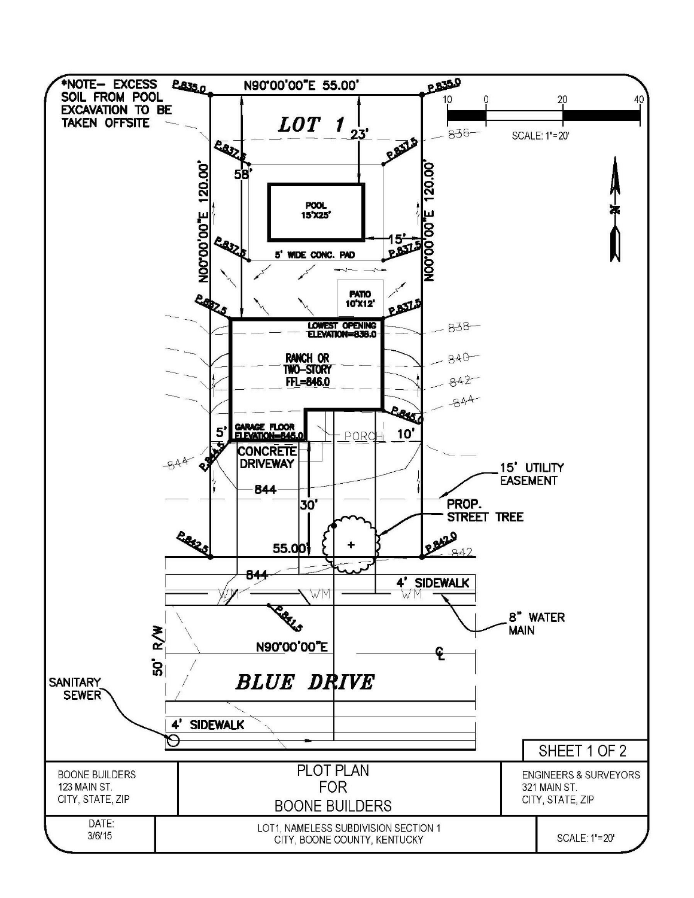*NOTE– EXCESS SOIL FROM POOL EXCAVATION TO BE TAKEN OFFSITE

## LOT 1

N90°00'00"E 55.00'

P.835.0 P.835.0

SCALE: 1"=20'

P.837.5 P.837.5 P.837.5 P.837.5 P.837.5 P.837.5

23'

58'

POOL 15'X25'

15'

5' WIDE CONC. PAD

N00°00'00"E 120.00' N00°00'00"E 120.00'

PATIO 10'X12'

LOWEST OPENING ELEVATION=838.0

RANCH OR TWO-STORY FFL=846.0

836 838 840 842 844

P.845.0

GARAGE FLOOR ELEVATION=845.0

5' 10'

PORCH

P.844.5

CONCRETE DRIVEWAY

844

15' UTILITY EASEMENT

30'

PROP. STREET TREE

P.842.5 55.00' P.842.0

842

844

4' SIDEWALK

WM WM WM

8" WATER MAIN

P.841.5

N90°00'00"E

50' R/W

## BLUE DRIVE

SANITARY SEWER

4' SIDEWALK

SHEET 1 OF 2

| BOONE BUILDERS<br>123 MAIN ST.<br>CITY, STATE, ZIP | PLOT PLAN<br>FOR<br>BOONE BUILDERS | ENGINEERS & SURVEYORS<br>321 MAIN ST.<br>CITY, STATE, ZIP |
|---|---|---|
| DATE:<br>3/6/15 | LOT1, NAMELESS SUBDIVISION SECTION 1<br>CITY, BOONE COUNTY, KENTUCKY | SCALE: 1"=20' |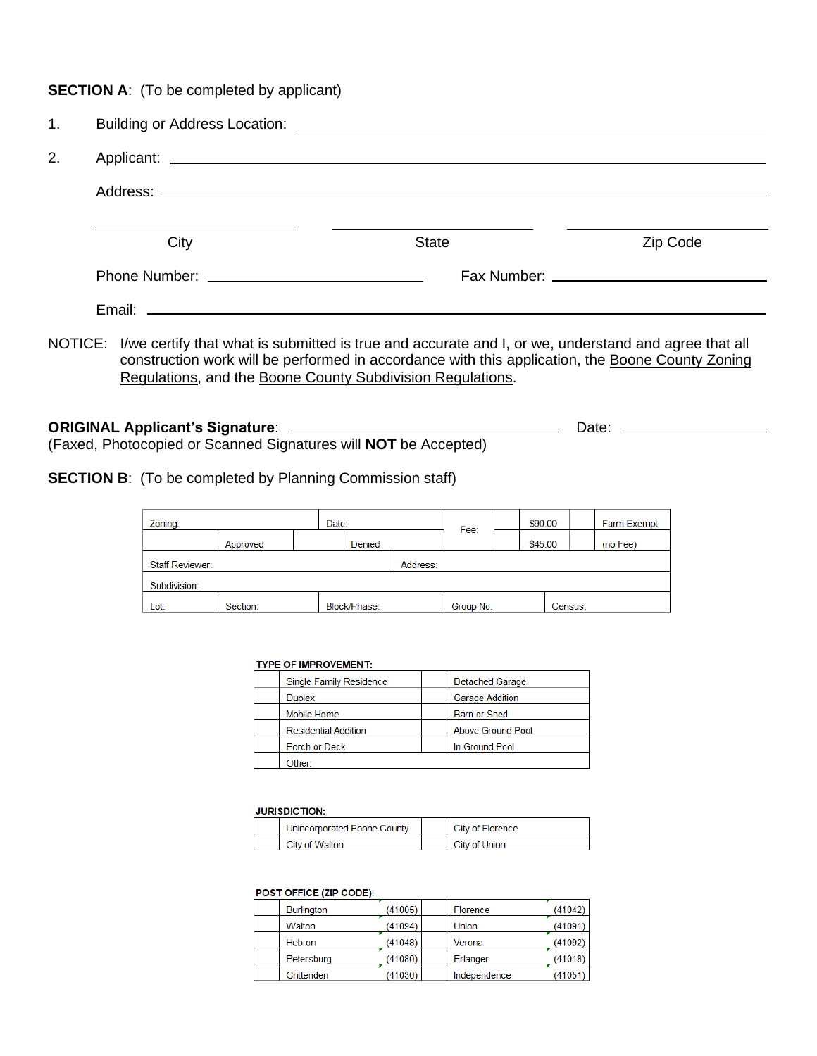**SECTION A**: (To be completed by applicant)

1. Building or Address Location: ______________________________

2. Applicant: ______________________________

   Address: ______________________________

   ______________ ______________ ______________
   City State Zip Code

   Phone Number: ______________ Fax Number: ______________

   Email: ______________________________

NOTICE: I/we certify that what is submitted is true and accurate and I, or we, understand and agree that all construction work will be performed in accordance with this application, the Boone County Zoning Regulations, and the Boone County Subdivision Regulations.

**ORIGINAL Applicant's Signature**: ______________________ Date: ______________

(Faxed, Photocopied or Scanned Signatures will **NOT** be Accepted)

**SECTION B**: (To be completed by Planning Commission staff)

| | | | | | | | |
|---|---|---|---|---|---|---|---|
| Zoning: | | Date: | | Fee: | | $90.00 | Farm Exempt |
| | Approved | | Denied | | | $45.00 | (no Fee) |
| Staff Reviewer: | | | Address: | | | | |
| Subdivision: | | | | | | | |
| Lot: | Section: | Block/Phase: | | Group No. | | Census: | |

**TYPE OF IMPROVEMENT:**

| | | | |
|---|---|---|---|
| | Single Family Residence | | Detached Garage |
| | Duplex | | Garage Addition |
| | Mobile Home | | Barn or Shed |
| | Residential Addition | | Above Ground Pool |
| | Porch or Deck | | In Ground Pool |
| | Other: | | |

**JURISDICTION:**

| | | | |
|---|---|---|---|
| | Unincorporated Boone County | | City of Florence |
| | City of Walton | | City of Union |

**POST OFFICE (ZIP CODE):**

| | | | | | |
|---|---|---|---|---|---|
| | Burlington | (41005) | | Florence | (41042) |
| | Walton | (41094) | | Union | (41091) |
| | Hebron | (41048) | | Verona | (41092) |
| | Petersburg | (41080) | | Erlanger | (41018) |
| | Crittenden | (41030) | | Independence | (41051) |